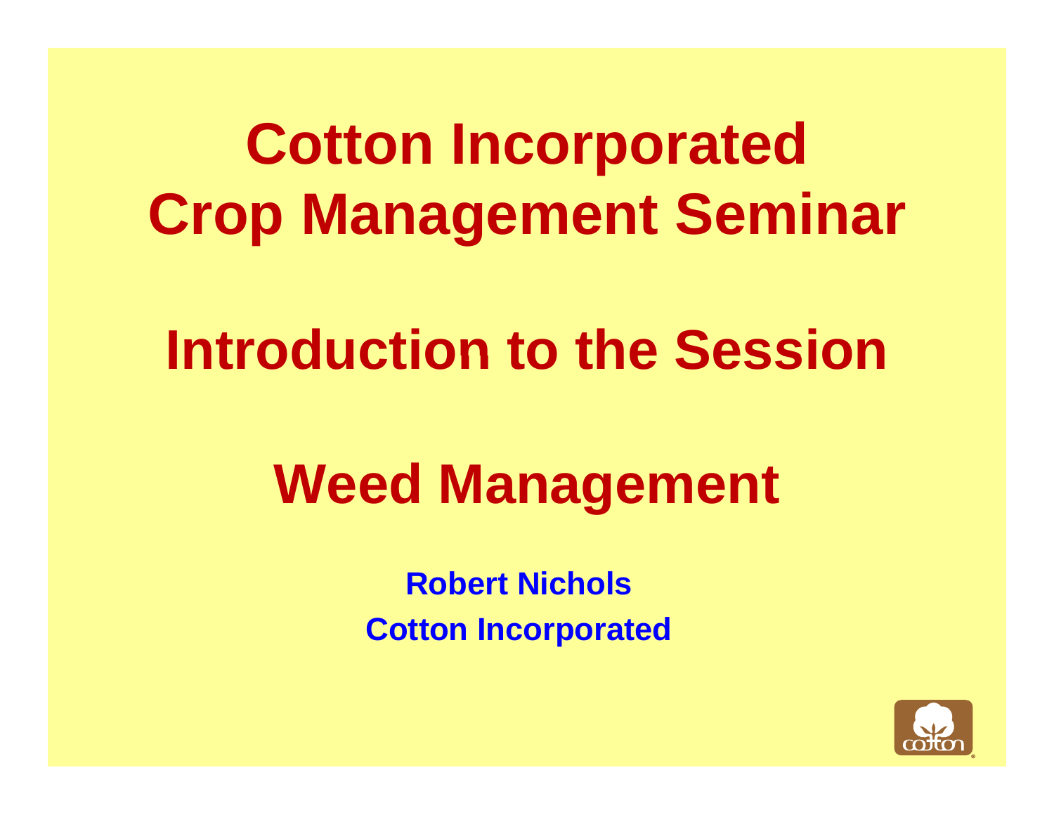# Cotton Incorporated Crop Management Seminar

## Introduction to the Session

## Weed Management

**Robert Nichols**

**Cotton Incorporated**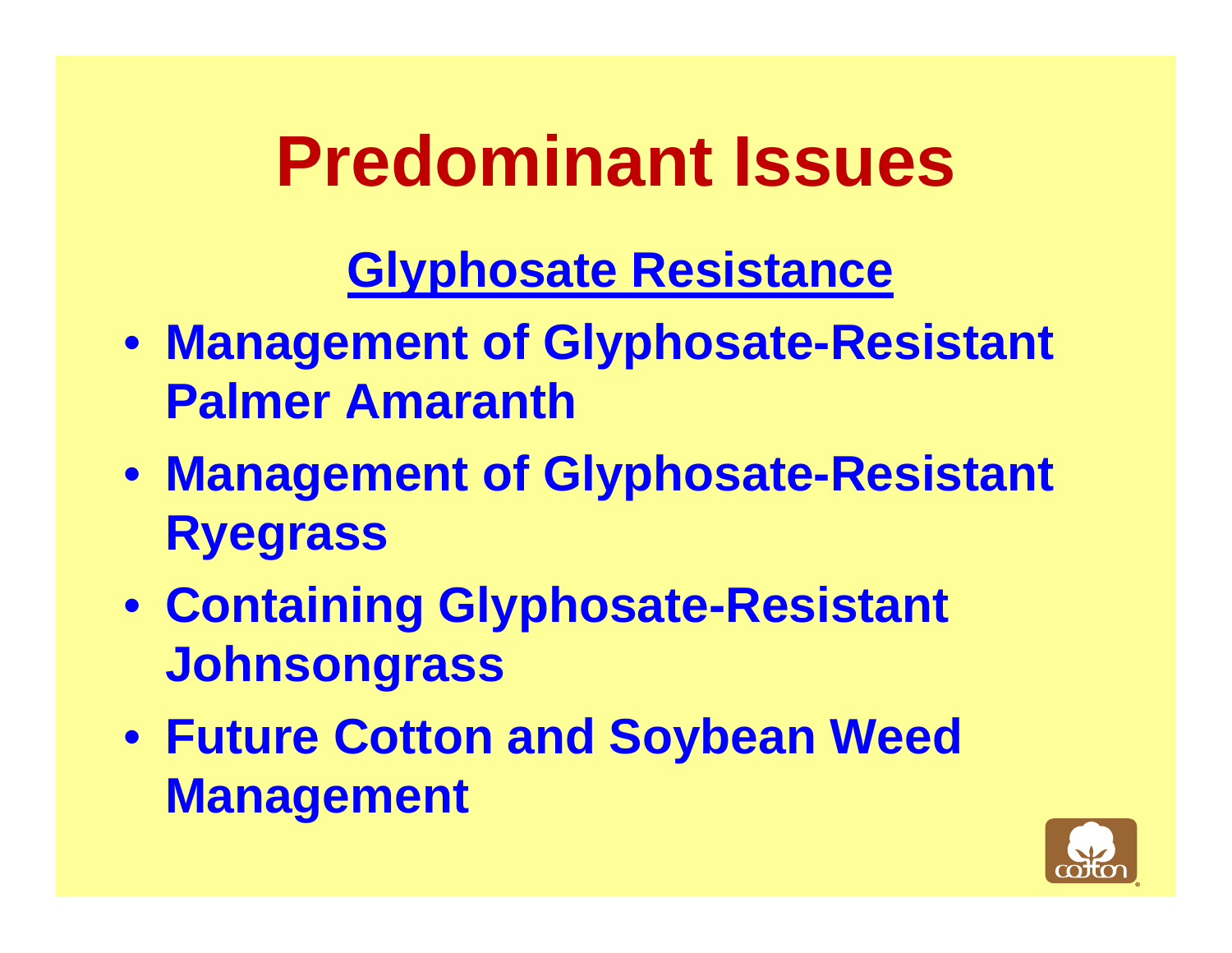# Predominant Issues

## Glyphosate Resistance

- **Management of Glyphosate-Resistant Palmer Amaranth**
- **Management of Glyphosate-Resistant Ryegrass**
- **Containing Glyphosate-Resistant Johnsongrass**
- **Future Cotton and Soybean Weed Management**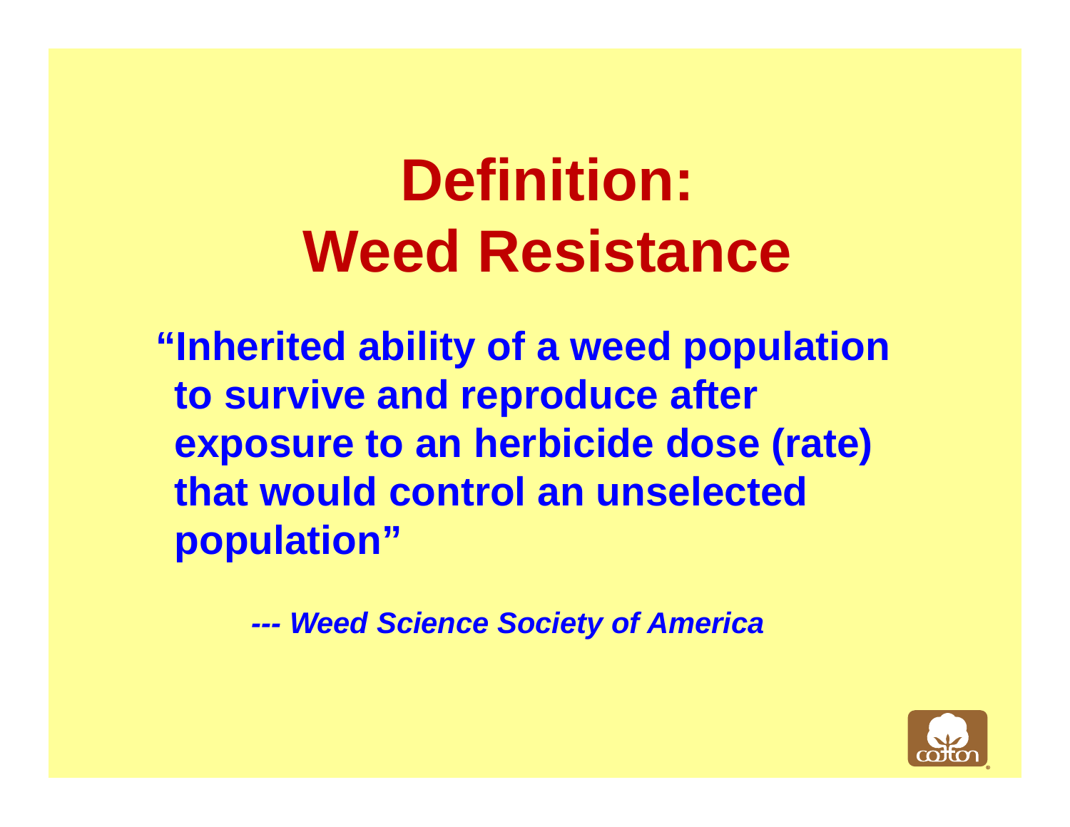# Definition: Weed Resistance

**"Inherited ability of a weed population to survive and reproduce after exposure to an herbicide dose (rate) that would control an unselected population"**

***--- Weed Science Society of America***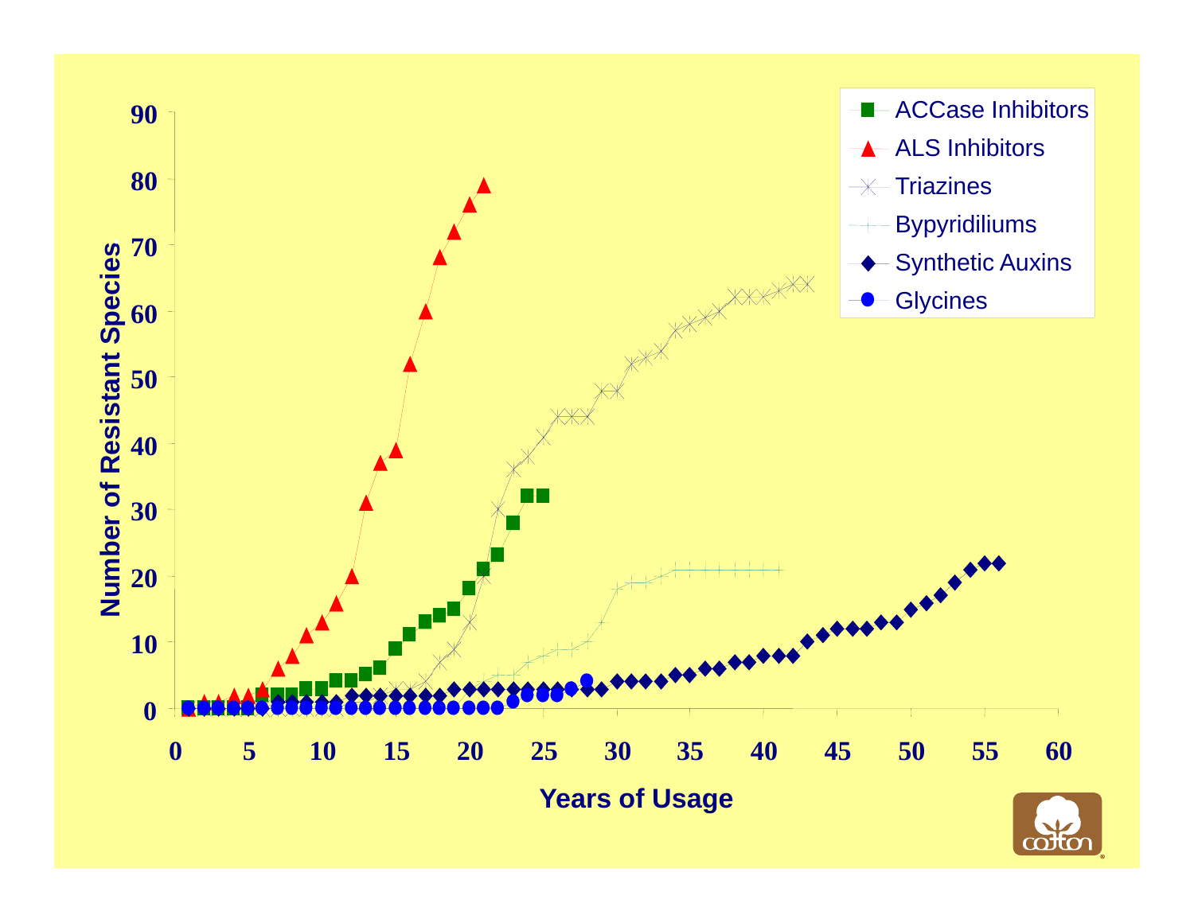ACCase Inhibitors

ALS Inhibitors

Triazines

Bypyridiliums

Synthetic Auxins

Glycines

Number of Resistant Species

Years of Usage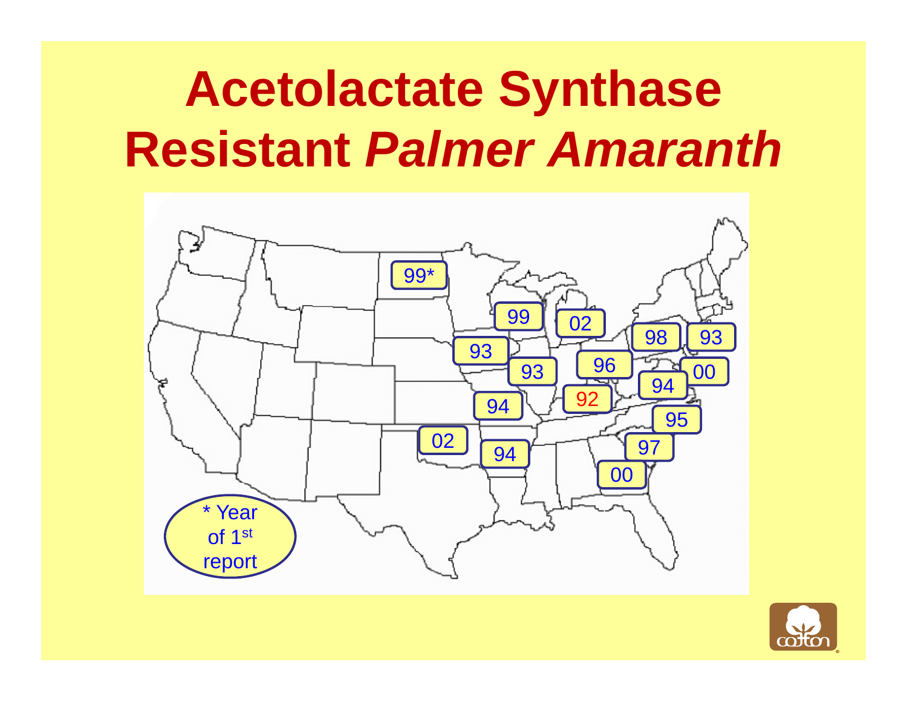# Acetolactate Synthase Resistant *Palmer Amaranth*

99*

99

02

98

93

93

93

96

00

94

92

94

95

02

94

97

00

* Year of 1st report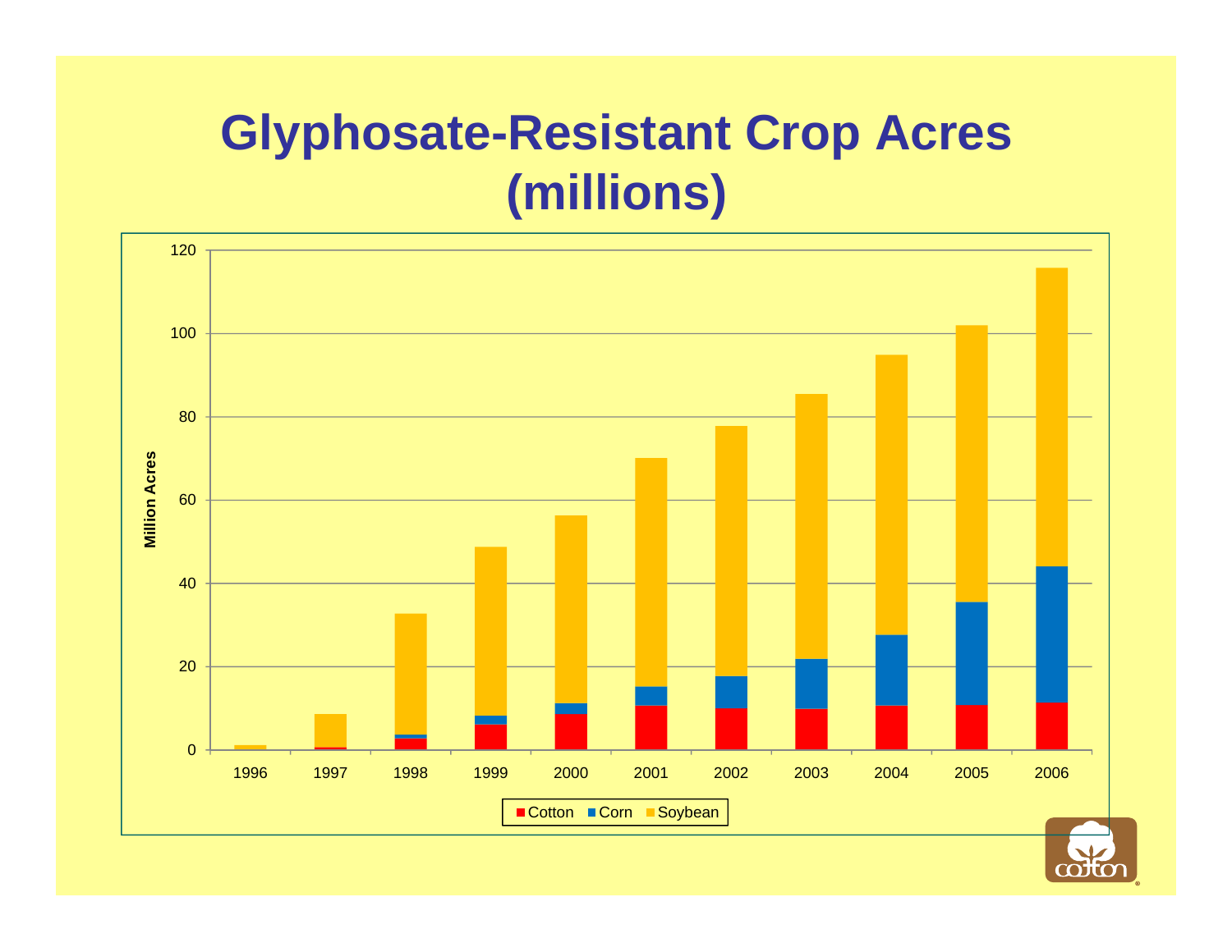# Glyphosate-Resistant Crop Acres (millions)

Million Acres

120
100
80
60
40
20
0

1996 1997 1998 1999 2000 2001 2002 2003 2004 2005 2006

■ Cotton ■ Corn ■ Soybean

cotton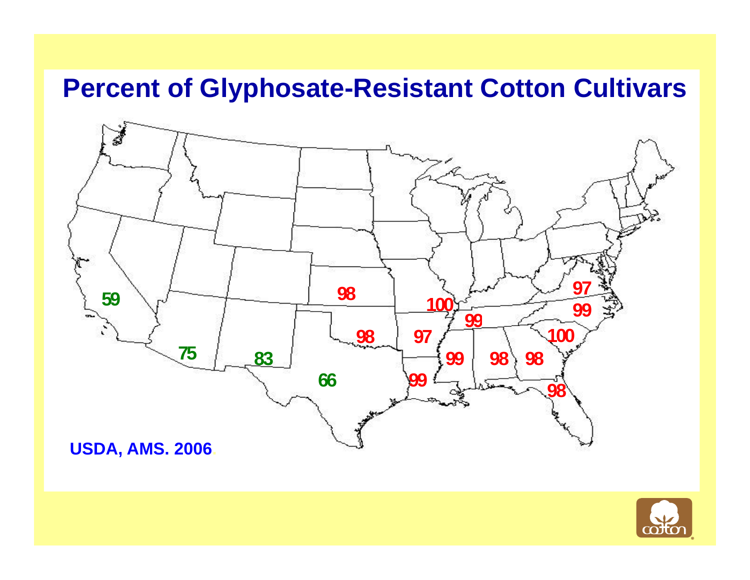# Percent of Glyphosate-Resistant Cotton Cultivars

USDA, AMS. 2006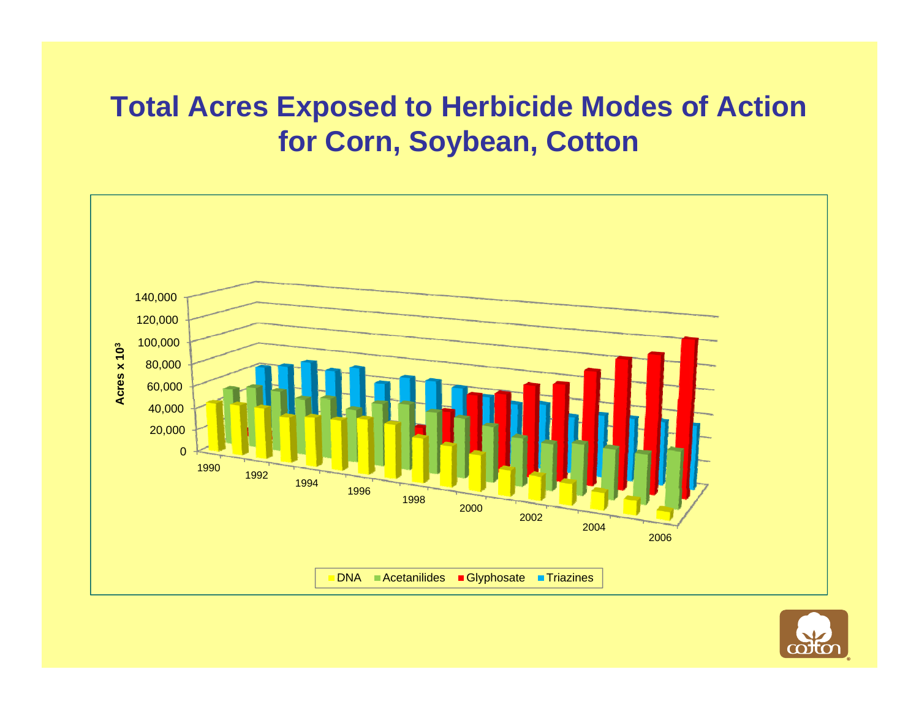# Total Acres Exposed to Herbicide Modes of Action for Corn, Soybean, Cotton

Acres x $10^3$

140,000
120,000
100,000
80,000
60,000
40,000
20,000
0

1990 1992 1994 1996 1998 2000 2002 2004 2006

DNA Acetanilides Glyphosate Triazines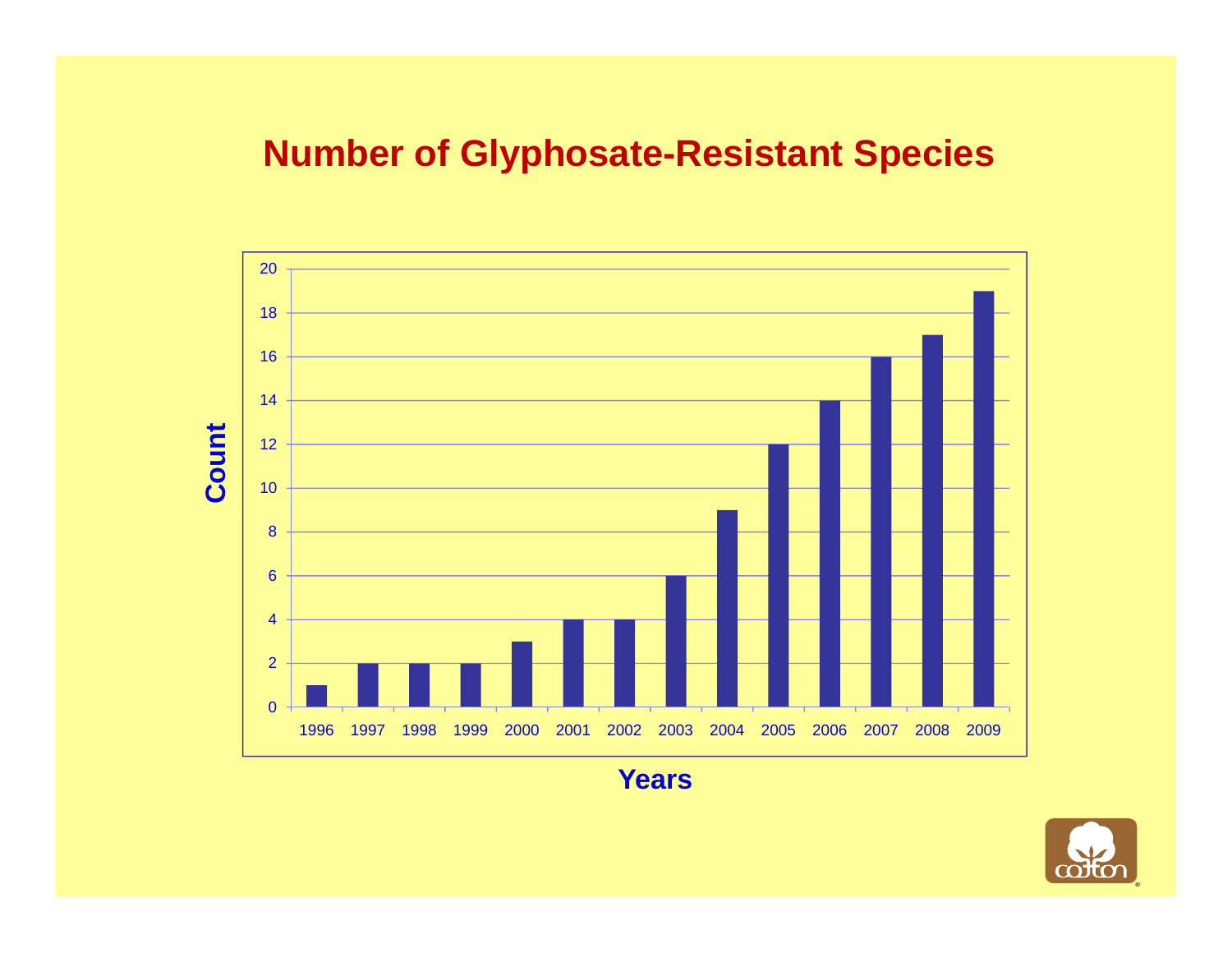# Number of Glyphosate-Resistant Species

| Years | Count |
|---|---|
| 1996 | 1 |
| 1997 | 2 |
| 1998 | 2 |
| 1999 | 2 |
| 2000 | 3 |
| 2001 | 4 |
| 2002 | 4 |
| 2003 | 6 |
| 2004 | 9 |
| 2005 | 12 |
| 2006 | 14 |
| 2007 | 16 |
| 2008 | 17 |
| 2009 | 19 |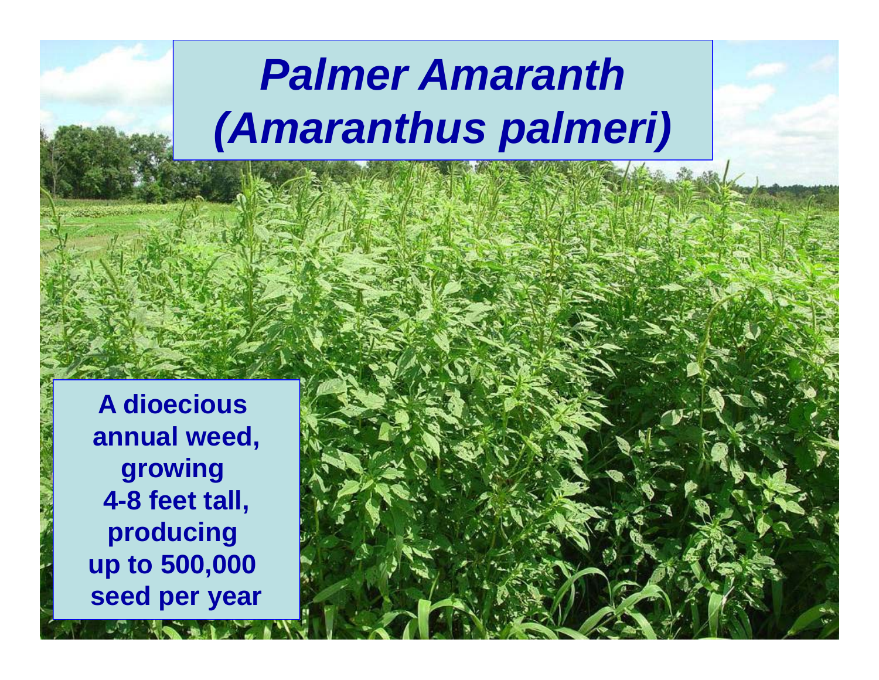# *Palmer Amaranth (Amaranthus palmeri)*

**A dioecious annual weed, growing 4-8 feet tall, producing up to 500,000 seed per year**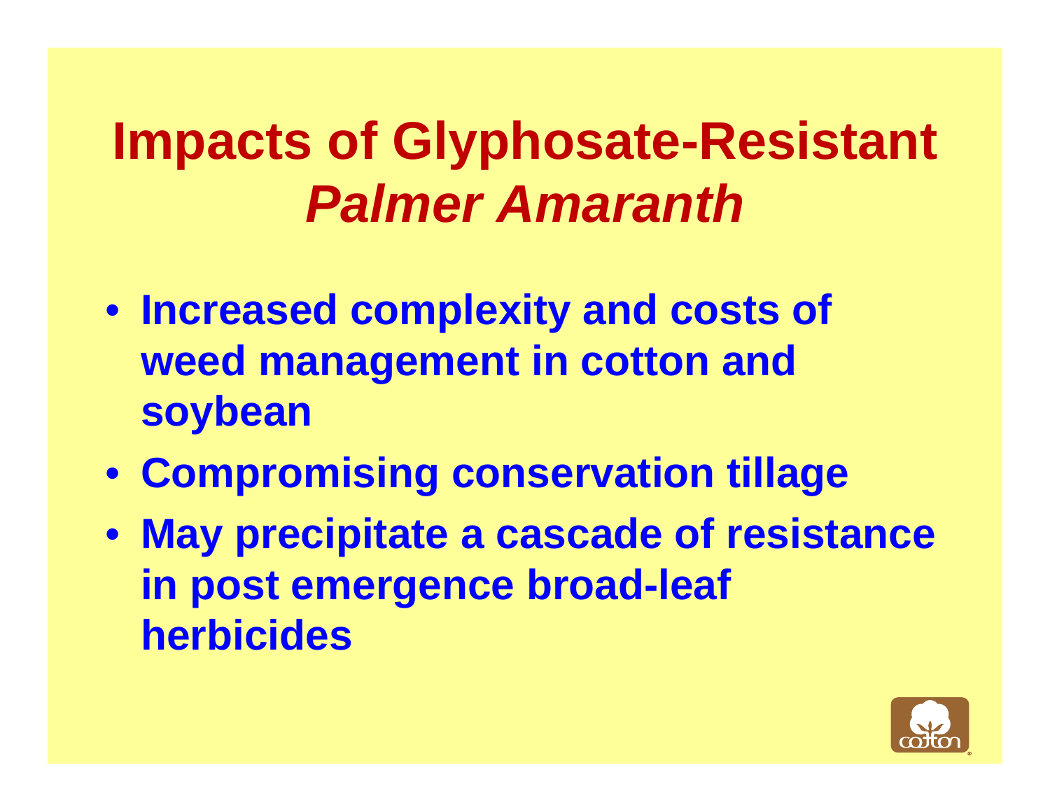# Impacts of Glyphosate-Resistant *Palmer Amaranth*

- **Increased complexity and costs of weed management in cotton and soybean**
- **Compromising conservation tillage**
- **May precipitate a cascade of resistance in post emergence broad-leaf herbicides**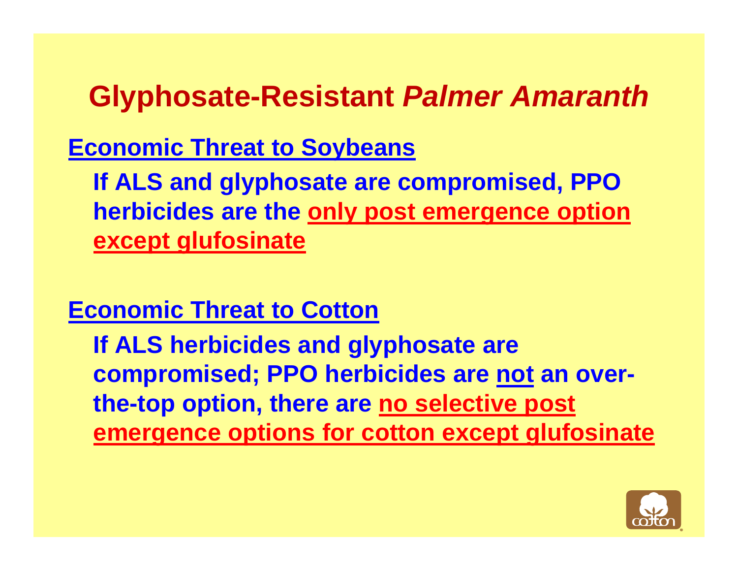# Glyphosate-Resistant *Palmer Amaranth*

## Economic Threat to Soybeans

**If ALS and glyphosate are compromised, PPO herbicides are the only post emergence option except glufosinate**

## Economic Threat to Cotton

**If ALS herbicides and glyphosate are compromised; PPO herbicides are not an over-the-top option, there are no selective post emergence options for cotton except glufosinate**